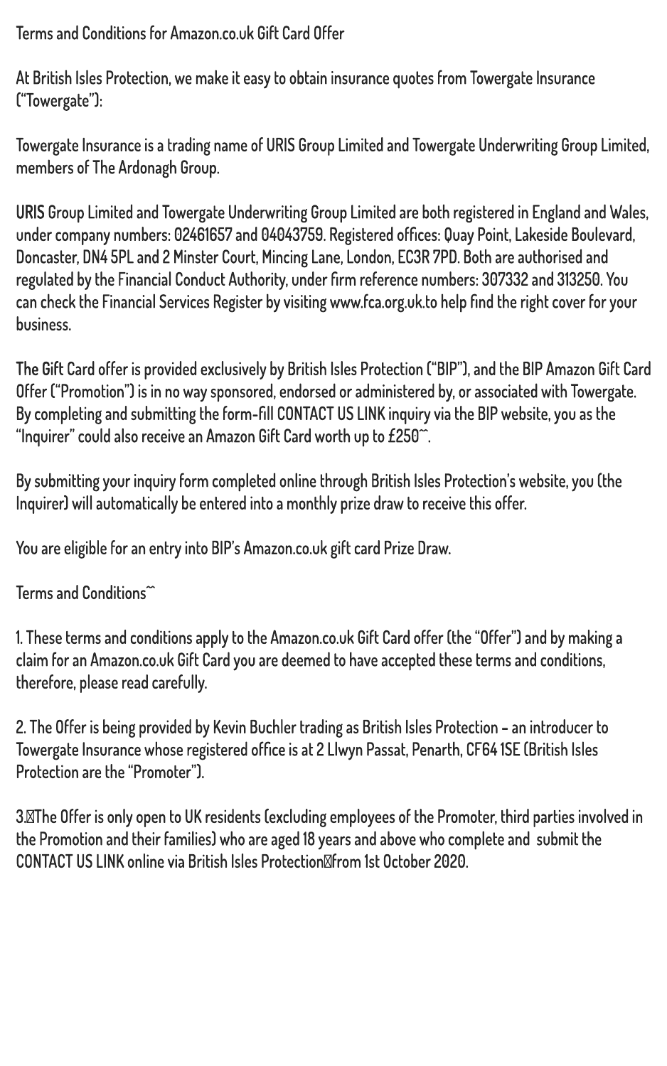Terms and Conditions for Amazon.co.uk Gift Card Offer

At British Isles Protection, we make it easy to obtain insurance quotes from Towergate Insurance ("Towergate"):

Towergate Insurance is a trading name of URIS Group Limited and Towergate Underwriting Group Limited, members of The Ardonagh Group.

URIS Group Limited and Towergate Underwriting Group Limited are both registered in England and Wales, under company numbers: 02461657 and 04043759. Registered offices: Quay Point, Lakeside Boulevard, Doncaster, DN4 5PL and 2 Minster Court, Mincing Lane, London, EC3R 7PD. Both are authorised and regulated by the Financial Conduct Authority, under firm reference numbers: 307332 and 313250. You can check the Financial Services Register by visiting www.fca.org.uk.to help find the right cover for your business.

The Gift Card offer is provided exclusively by British Isles Protection ("BIP"), and the BIP Amazon Gift Card Offer ("Promotion") is in no way sponsored, endorsed or administered by, or associated with Towergate. By completing and submitting the form-fill CONTACT US LINK inquiry via the BIP website, you as the "Inquirer" could also receive an Amazon Gift Card worth up to £250^^.

By submitting your inquiry form completed online through British Isles Protection's website, you (the Inquirer) will automatically be entered into a monthly prize draw to receive this offer.

You are eligible for an entry into BIP's Amazon.co.uk gift card Prize Draw.

Terms and Conditions^^

1. These terms and conditions apply to the Amazon.co.uk Gift Card offer (the "Offer") and by making a claim for an Amazon.co.uk Gift Card you are deemed to have accepted these terms and conditions, therefore, please read carefully.

2. The Offer is being provided by Kevin Buchler trading as British Isles Protection – an introducer to Towergate Insurance whose registered office is at 2 Llwyn Passat, Penarth, CF64 1SE (British Isles Protection are the "Promoter").

3. The Offer is only open to UK residents (excluding employees of the Promoter, third parties involved in the Promotion and their families) who are aged 18 years and above who complete and submit the CONTACT US LINK online via British Isles Protection from 1st October 2020.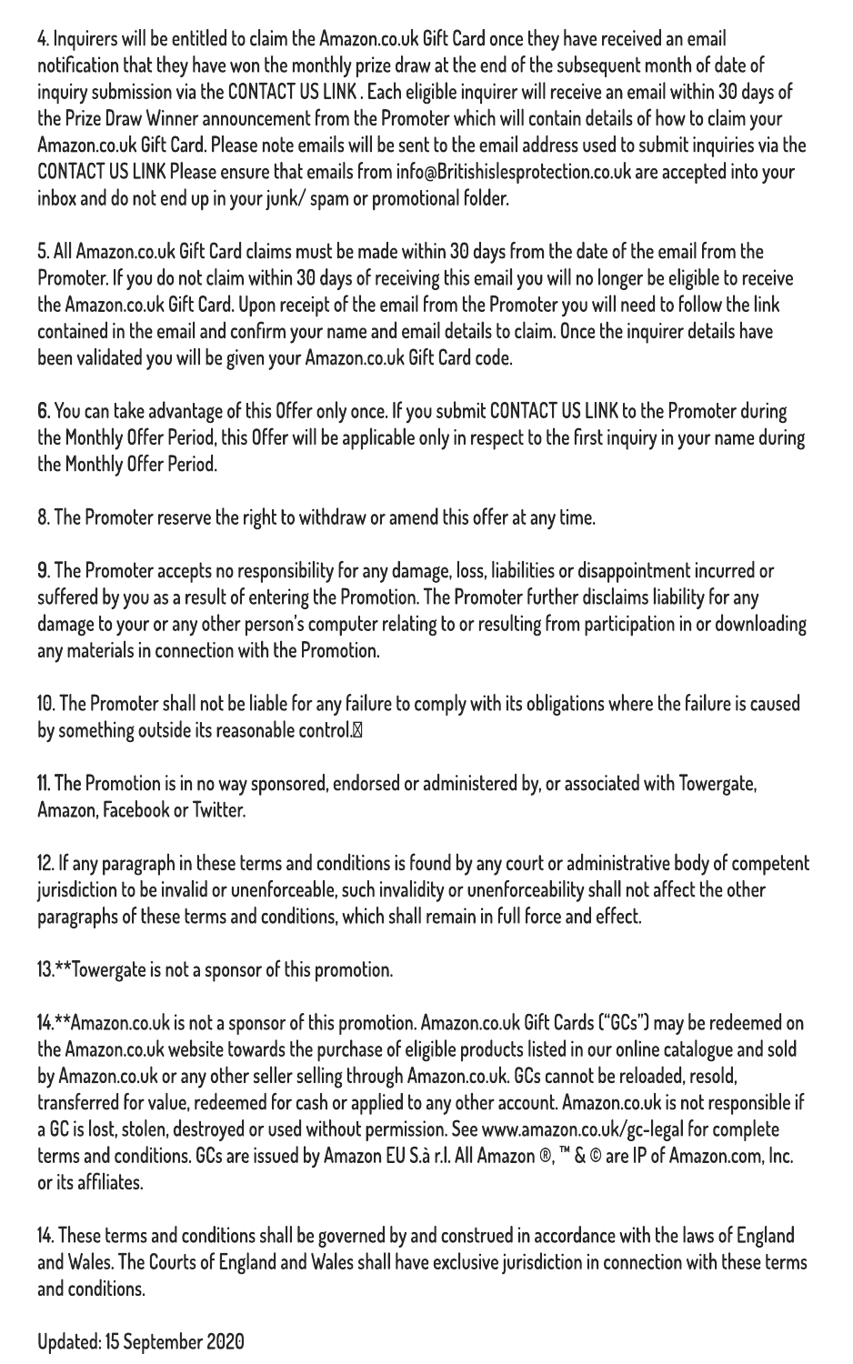4. Inquirers will be entitled to claim the Amazon.co.uk Gift Card once they have received an email notification that they have won the monthly prize draw at the end of the subsequent month of date of inquiry submission via the CONTACT US LINK . Each eligible inquirer will receive an email within 30 days of the Prize Draw Winner announcement from the Promoter which will contain details of how to claim your Amazon.co.uk Gift Card. Please note emails will be sent to the email address used to submit inquiries via the CONTACT US LINK Please ensure that emails from info@Britishislesprotection.co.uk are accepted into your inbox and do not end up in your junk/ spam or promotional folder.

5. All Amazon.co.uk Gift Card claims must be made within 30 days from the date of the email from the Promoter. If you do not claim within 30 days of receiving this email you will no longer be eligible to receive the Amazon.co.uk Gift Card. Upon receipt of the email from the Promoter you will need to follow the link contained in the email and confirm your name and email details to claim. Once the inquirer details have been validated you will be given your Amazon.co.uk Gift Card code.

6. You can take advantage of this Offer only once. If you submit CONTACT US LINK to the Promoter during the Monthly Offer Period, this Offer will be applicable only in respect to the first inquiry in your name during the Monthly Offer Period.

8. The Promoter reserve the right to withdraw or amend this offer at any time.

9. The Promoter accepts no responsibility for any damage, loss, liabilities or disappointment incurred or suffered by you as a result of entering the Promotion. The Promoter further disclaims liability for any damage to your or any other person's computer relating to or resulting from participation in or downloading any materials in connection with the Promotion.

10. The Promoter shall not be liable for any failure to comply with its obligations where the failure is caused by something outside its reasonable control.

11. The Promotion is in no way sponsored, endorsed or administered by, or associated with Towergate, Amazon, Facebook or Twitter.

12. If any paragraph in these terms and conditions is found by any court or administrative body of competent jurisdiction to be invalid or unenforceable, such invalidity or unenforceability shall not affect the other paragraphs of these terms and conditions, which shall remain in full force and effect.

13.**Towergate is not a sponsor of this promotion.

14.**Amazon.co.uk is not a sponsor of this promotion. Amazon.co.uk Gift Cards ("GCs") may be redeemed on the Amazon.co.uk website towards the purchase of eligible products listed in our online catalogue and sold by Amazon.co.uk or any other seller selling through Amazon.co.uk. GCs cannot be reloaded, resold, transferred for value, redeemed for cash or applied to any other account. Amazon.co.uk is not responsible if a GC is lost, stolen, destroyed or used without permission. See www.amazon.co.uk/gc-legal for complete terms and conditions. GCs are issued by Amazon EU S.à r.l. All Amazon ®, ™ & © are IP of Amazon.com, Inc. or its affiliates.

14. These terms and conditions shall be governed by and construed in accordance with the laws of England and Wales. The Courts of England and Wales shall have exclusive jurisdiction in connection with these terms and conditions.

Updated: 15 September 2020